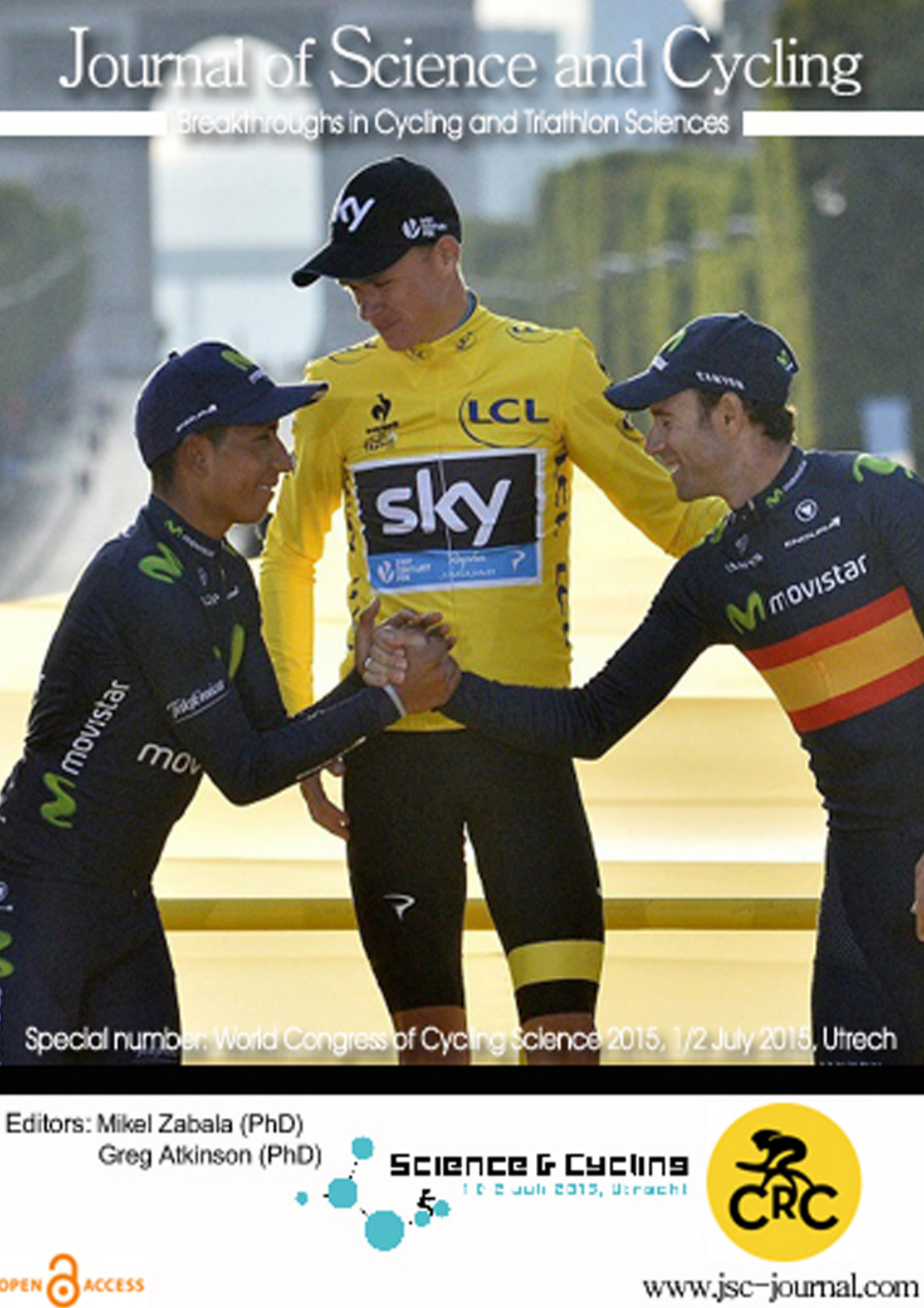# Journal of Science and Cycling

Breakthroughs in Cycling and Triathlon Sciences

Special number: World Congress of Cycling Science 2015, 1/2 July 2015, Utrech

Editors: Mikel Zabala (PhD)
Greg Atkinson (PhD)

Science & Cycling
1 & 2 juli 2015, Utrecht

CRC

OPEN ACCESS

www.jsc-journal.com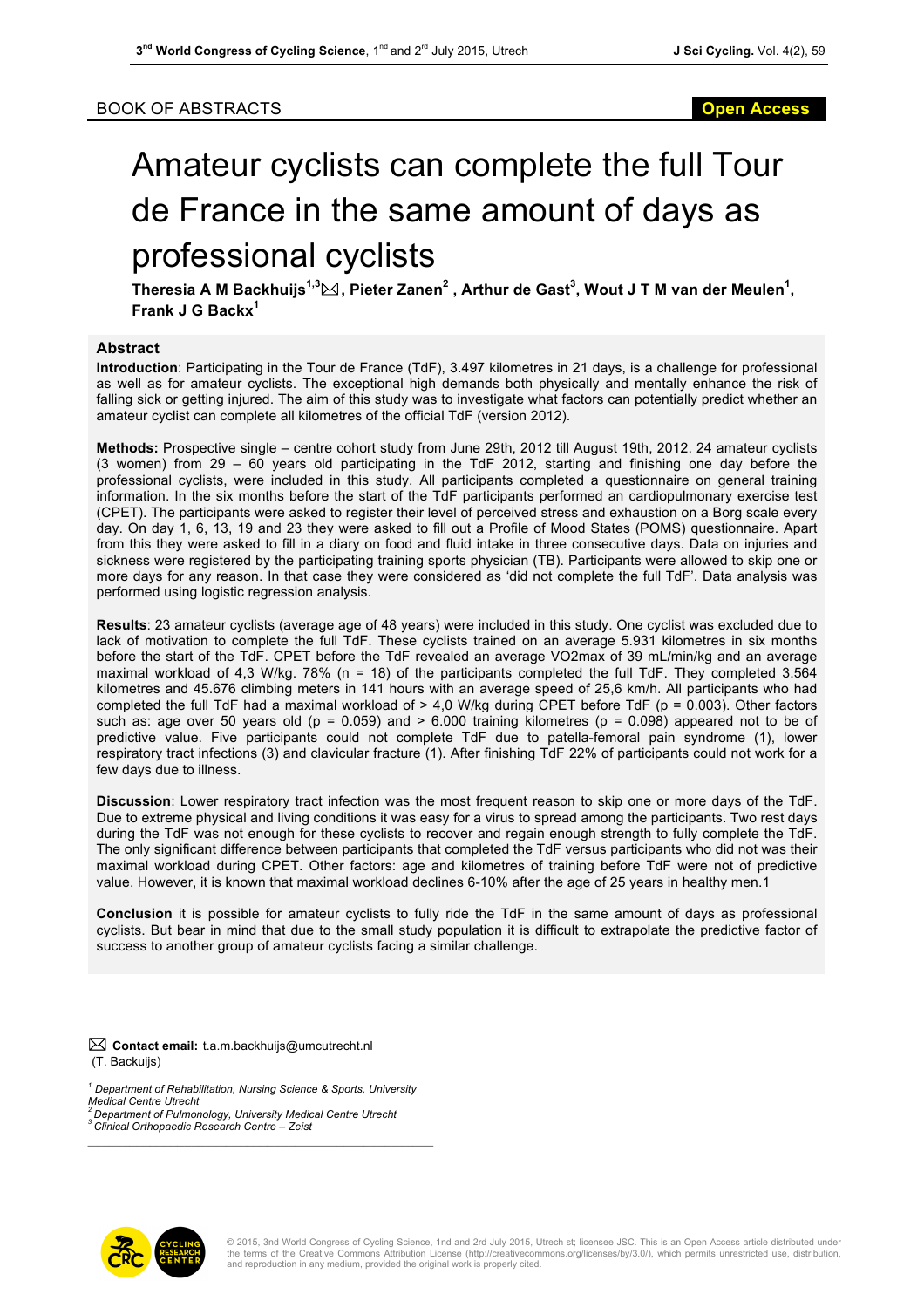BOOK OF ABSTRACTS

**Open Access**

# Amateur cyclists can complete the full Tour de France in the same amount of days as professional cyclists

**Theresia A M Backhuijs[1,3]✉, Pieter Zanen[2], Arthur de Gast[3], Wout J T M van der Meulen[1], Frank J G Backx[1]**

## Abstract

**Introduction**: Participating in the Tour de France (TdF), 3.497 kilometres in 21 days, is a challenge for professional as well as for amateur cyclists. The exceptional high demands both physically and mentally enhance the risk of falling sick or getting injured. The aim of this study was to investigate what factors can potentially predict whether an amateur cyclist can complete all kilometres of the official TdF (version 2012).

**Methods:** Prospective single – centre cohort study from June 29th, 2012 till August 19th, 2012. 24 amateur cyclists (3 women) from 29 – 60 years old participating in the TdF 2012, starting and finishing one day before the professional cyclists, were included in this study. All participants completed a questionnaire on general training information. In the six months before the start of the TdF participants performed an cardiopulmonary exercise test (CPET). The participants were asked to register their level of perceived stress and exhaustion on a Borg scale every day. On day 1, 6, 13, 19 and 23 they were asked to fill out a Profile of Mood States (POMS) questionnaire. Apart from this they were asked to fill in a diary on food and fluid intake in three consecutive days. Data on injuries and sickness were registered by the participating training sports physician (TB). Participants were allowed to skip one or more days for any reason. In that case they were considered as 'did not complete the full TdF'. Data analysis was performed using logistic regression analysis.

**Results**: 23 amateur cyclists (average age of 48 years) were included in this study. One cyclist was excluded due to lack of motivation to complete the full TdF. These cyclists trained on an average 5.931 kilometres in six months before the start of the TdF. CPET before the TdF revealed an average VO2max of 39 mL/min/kg and an average maximal workload of 4,3 W/kg. 78% (n = 18) of the participants completed the full TdF. They completed 3.564 kilometres and 45.676 climbing meters in 141 hours with an average speed of 25,6 km/h. All participants who had completed the full TdF had a maximal workload of > 4,0 W/kg during CPET before TdF ($p = 0.003$). Other factors such as: age over 50 years old ($p = 0.059$) and > 6.000 training kilometres ($p = 0.098$) appeared not to be of predictive value. Five participants could not complete TdF due to patella-femoral pain syndrome (1), lower respiratory tract infections (3) and clavicular fracture (1). After finishing TdF 22% of participants could not work for a few days due to illness.

**Discussion**: Lower respiratory tract infection was the most frequent reason to skip one or more days of the TdF. Due to extreme physical and living conditions it was easy for a virus to spread among the participants. Two rest days during the TdF was not enough for these cyclists to recover and regain enough strength to fully complete the TdF. The only significant difference between participants that completed the TdF versus participants who did not was their maximal workload during CPET. Other factors: age and kilometres of training before TdF were not of predictive value. However, it is known that maximal workload declines 6-10% after the age of 25 years in healthy men.1

**Conclusion** it is possible for amateur cyclists to fully ride the TdF in the same amount of days as professional cyclists. But bear in mind that due to the small study population it is difficult to extrapolate the predictive factor of success to another group of amateur cyclists facing a similar challenge.

✉ **Contact email:** t.a.m.backhuijs@umcutrecht.nl (T. Backuijs)

[1] *Department of Rehabilitation, Nursing Science & Sports, University Medical Centre Utrecht*
[2] *Department of Pulmonology, University Medical Centre Utrecht*
[3] *Clinical Orthopaedic Research Centre – Zeist*

© 2015, 3nd World Congress of Cycling Science, 1nd and 2rd July 2015, Utrech st; licensee JSC. This is an Open Access article distributed under the terms of the Creative Commons Attribution License (http://creativecommons.org/licenses/by/3.0/), which permits unrestricted use, distribution, and reproduction in any medium, provided the original work is properly cited.